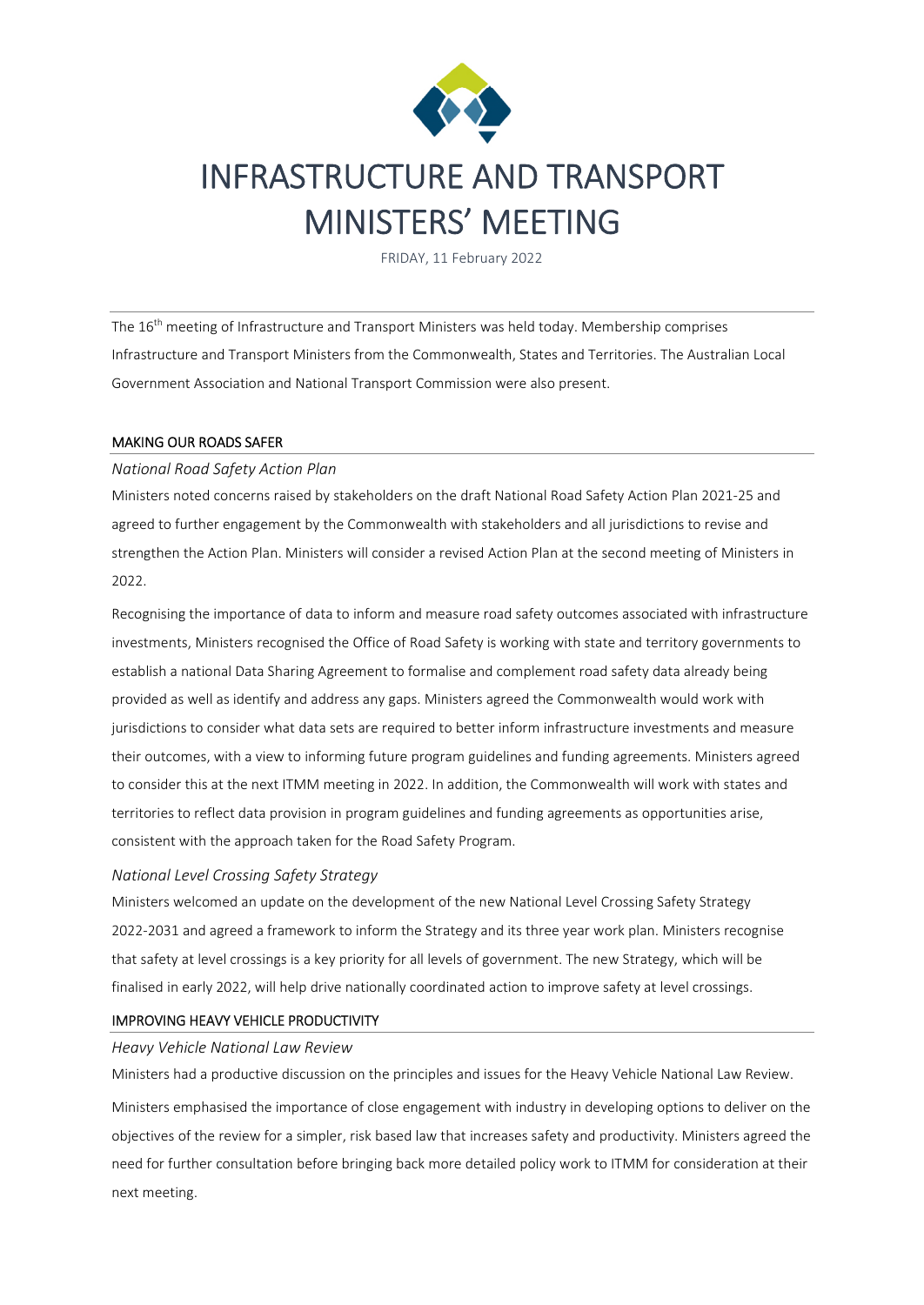# INFRASTRUCTURE AND TRANSPORT MINISTERS' MEETING

FRIDAY, 11 February 2022

The 16th meeting of Infrastructure and Transport Ministers was held today. Membership comprises Infrastructure and Transport Ministers from the Commonwealth, States and Territories. The Australian Local Government Association and National Transport Commission were also present.

## MAKING OUR ROADS SAFER

### *National Road Safety Action Plan*

Ministers noted concerns raised by stakeholders on the draft National Road Safety Action Plan 2021-25 and agreed to further engagement by the Commonwealth with stakeholders and all jurisdictions to revise and strengthen the Action Plan. Ministers will consider a revised Action Plan at the second meeting of Ministers in 2022.

Recognising the importance of data to inform and measure road safety outcomes associated with infrastructure investments, Ministers recognised the Office of Road Safety is working with state and territory governments to establish a national Data Sharing Agreement to formalise and complement road safety data already being provided as well as identify and address any gaps. Ministers agreed the Commonwealth would work with jurisdictions to consider what data sets are required to better inform infrastructure investments and measure their outcomes, with a view to informing future program guidelines and funding agreements. Ministers agreed to consider this at the next ITMM meeting in 2022. In addition, the Commonwealth will work with states and territories to reflect data provision in program guidelines and funding agreements as opportunities arise, consistent with the approach taken for the Road Safety Program.

### *National Level Crossing Safety Strategy*

Ministers welcomed an update on the development of the new National Level Crossing Safety Strategy 2022-2031 and agreed a framework to inform the Strategy and its three year work plan. Ministers recognise that safety at level crossings is a key priority for all levels of government. The new Strategy, which will be finalised in early 2022, will help drive nationally coordinated action to improve safety at level crossings.

## IMPROVING HEAVY VEHICLE PRODUCTIVITY

### *Heavy Vehicle National Law Review*

Ministers had a productive discussion on the principles and issues for the Heavy Vehicle National Law Review.

Ministers emphasised the importance of close engagement with industry in developing options to deliver on the objectives of the review for a simpler, risk based law that increases safety and productivity. Ministers agreed the need for further consultation before bringing back more detailed policy work to ITMM for consideration at their next meeting.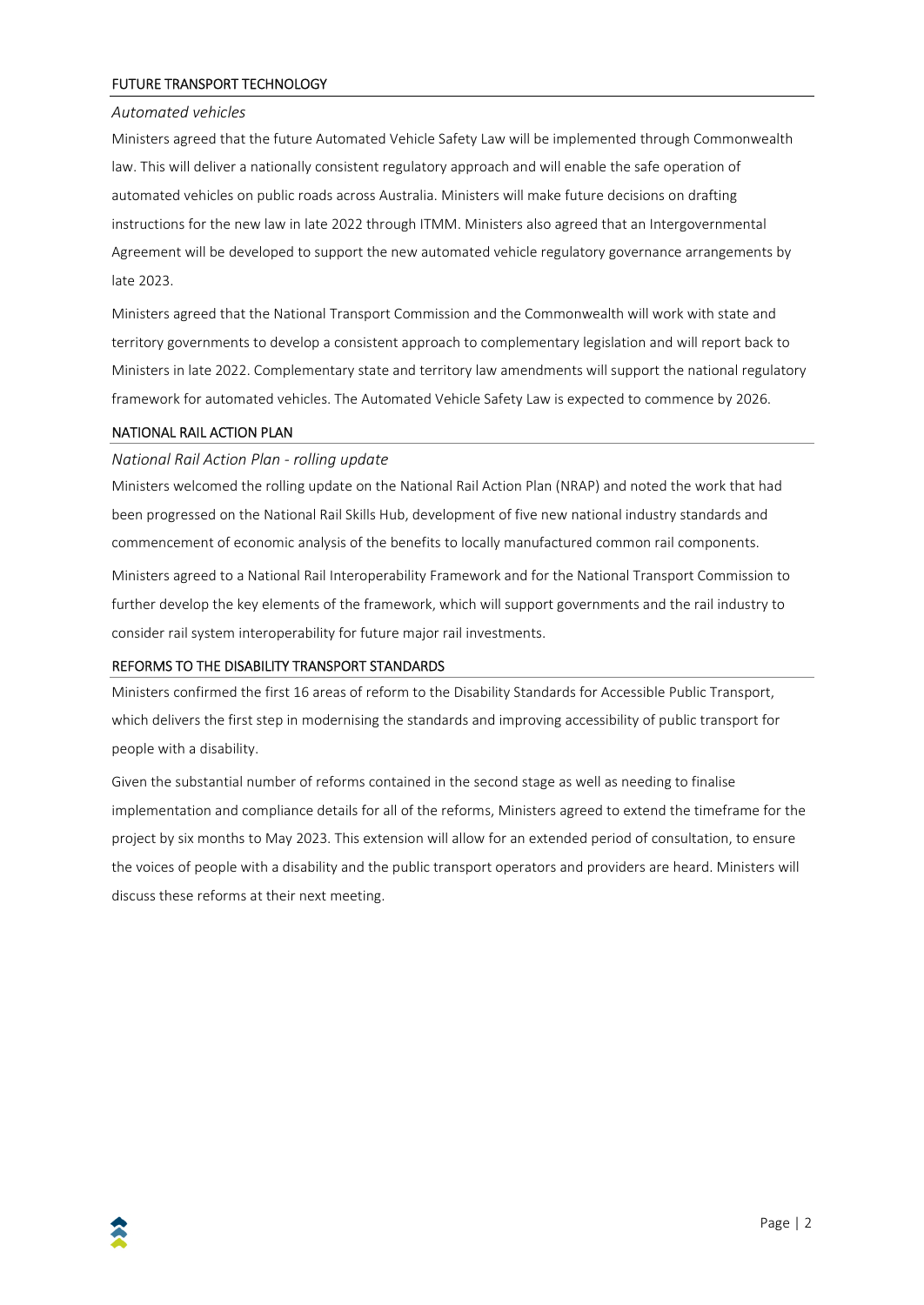## FUTURE TRANSPORT TECHNOLOGY

### *Automated vehicles*

Ministers agreed that the future Automated Vehicle Safety Law will be implemented through Commonwealth law. This will deliver a nationally consistent regulatory approach and will enable the safe operation of automated vehicles on public roads across Australia. Ministers will make future decisions on drafting instructions for the new law in late 2022 through ITMM. Ministers also agreed that an Intergovernmental Agreement will be developed to support the new automated vehicle regulatory governance arrangements by late 2023.

Ministers agreed that the National Transport Commission and the Commonwealth will work with state and territory governments to develop a consistent approach to complementary legislation and will report back to Ministers in late 2022. Complementary state and territory law amendments will support the national regulatory framework for automated vehicles. The Automated Vehicle Safety Law is expected to commence by 2026.

## NATIONAL RAIL ACTION PLAN

### *National Rail Action Plan - rolling update*

Ministers welcomed the rolling update on the National Rail Action Plan (NRAP) and noted the work that had been progressed on the National Rail Skills Hub, development of five new national industry standards and commencement of economic analysis of the benefits to locally manufactured common rail components.

Ministers agreed to a National Rail Interoperability Framework and for the National Transport Commission to further develop the key elements of the framework, which will support governments and the rail industry to consider rail system interoperability for future major rail investments.

## REFORMS TO THE DISABILITY TRANSPORT STANDARDS

Ministers confirmed the first 16 areas of reform to the Disability Standards for Accessible Public Transport, which delivers the first step in modernising the standards and improving accessibility of public transport for people with a disability.

Given the substantial number of reforms contained in the second stage as well as needing to finalise implementation and compliance details for all of the reforms, Ministers agreed to extend the timeframe for the project by six months to May 2023. This extension will allow for an extended period of consultation, to ensure the voices of people with a disability and the public transport operators and providers are heard. Ministers will discuss these reforms at their next meeting.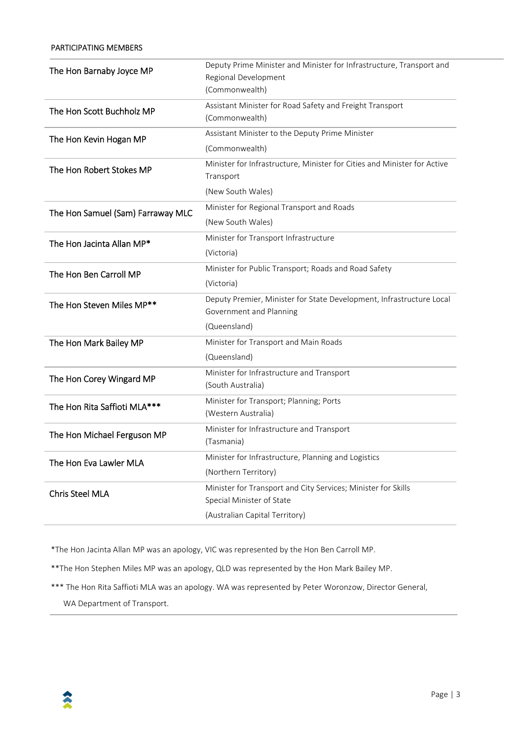PARTICIPATING MEMBERS

| | |
|---|---|
| The Hon Barnaby Joyce MP | Deputy Prime Minister and Minister for Infrastructure, Transport and Regional Development (Commonwealth) |
| The Hon Scott Buchholz MP | Assistant Minister for Road Safety and Freight Transport (Commonwealth) |
| The Hon Kevin Hogan MP | Assistant Minister to the Deputy Prime Minister (Commonwealth) |
| The Hon Robert Stokes MP | Minister for Infrastructure, Minister for Cities and Minister for Active Transport (New South Wales) |
| The Hon Samuel (Sam) Farraway MLC | Minister for Regional Transport and Roads (New South Wales) |
| The Hon Jacinta Allan MP* | Minister for Transport Infrastructure (Victoria) |
| The Hon Ben Carroll MP | Minister for Public Transport; Roads and Road Safety (Victoria) |
| The Hon Steven Miles MP** | Deputy Premier, Minister for State Development, Infrastructure Local Government and Planning (Queensland) |
| The Hon Mark Bailey MP | Minister for Transport and Main Roads (Queensland) |
| The Hon Corey Wingard MP | Minister for Infrastructure and Transport (South Australia) |
| The Hon Rita Saffioti MLA*** | Minister for Transport; Planning; Ports (Western Australia) |
| The Hon Michael Ferguson MP | Minister for Infrastructure and Transport (Tasmania) |
| The Hon Eva Lawler MLA | Minister for Infrastructure, Planning and Logistics (Northern Territory) |
| Chris Steel MLA | Minister for Transport and City Services; Minister for Skills Special Minister of State (Australian Capital Territory) |

*The Hon Jacinta Allan MP was an apology, VIC was represented by the Hon Ben Carroll MP.

**The Hon Stephen Miles MP was an apology, QLD was represented by the Hon Mark Bailey MP.

*** The Hon Rita Saffioti MLA was an apology. WA was represented by Peter Woronzow, Director General, WA Department of Transport.